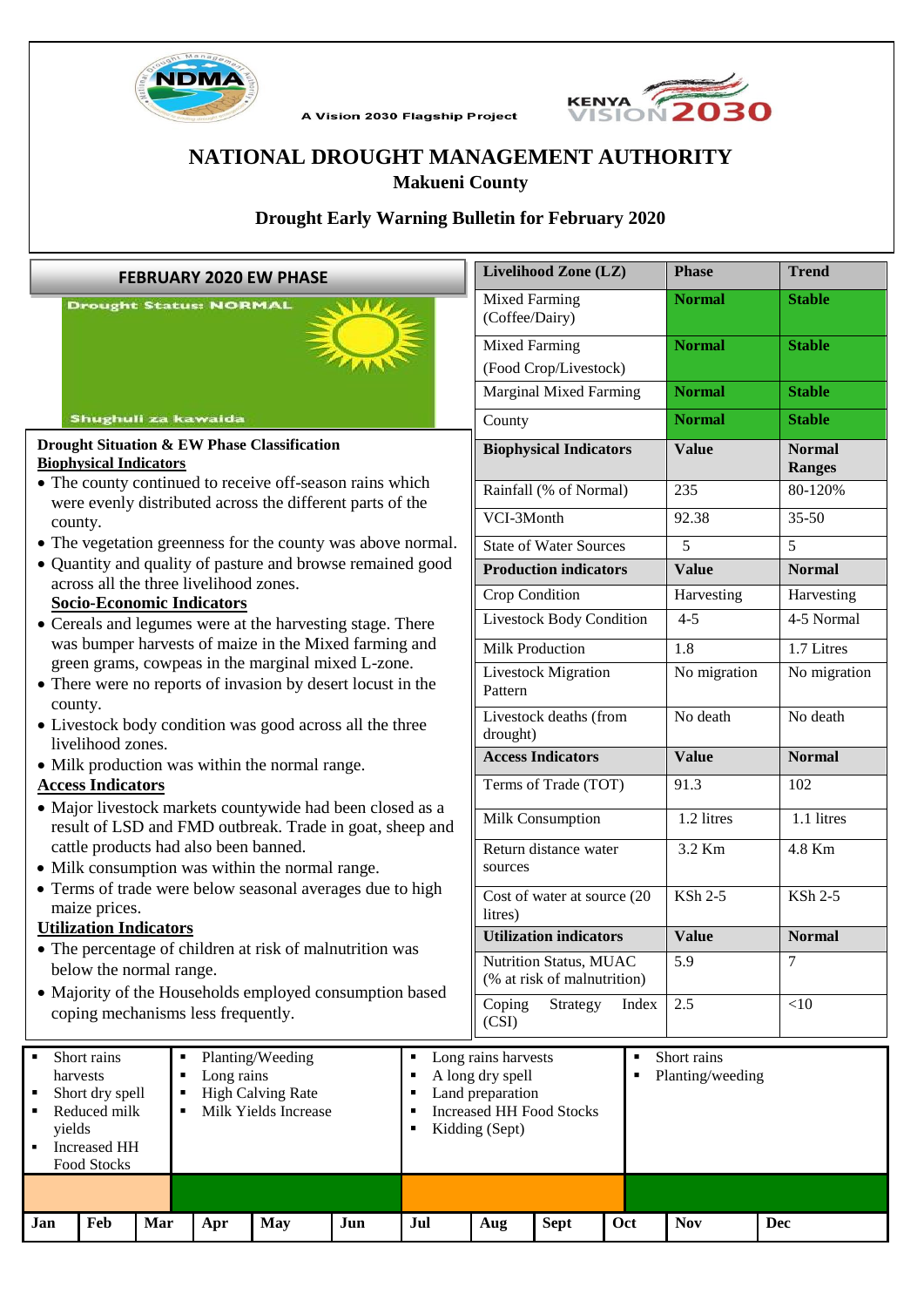A Vision 2030 Flagship Project

# NATIONAL DROUGHT MANAGEMENT AUTHORITY

## Makueni County

## Drought Early Warning Bulletin for February 2020

### FEBRUARY 2020 EW PHASE

Drought Status: NORMAL

Shughuli za kawaida

| Livelihood Zone (LZ) | Phase | Trend |
|---|---|---|
| Mixed Farming (Coffee/Dairy) | Normal | Stable |
| Mixed Farming (Food Crop/Livestock) | Normal | Stable |
| Marginal Mixed Farming | Normal | Stable |
| County | Normal | Stable |

### Drought Situation & EW Phase Classification

**Biophysical Indicators**

- The county continued to receive off-season rains which were evenly distributed across the different parts of the county.
- The vegetation greenness for the county was above normal.
- Quantity and quality of pasture and browse remained good across all the three livelihood zones.

**Socio-Economic Indicators**

- Cereals and legumes were at the harvesting stage. There was bumper harvests of maize in the Mixed farming and green grams, cowpeas in the marginal mixed L-zone.
- There were no reports of invasion by desert locust in the county.
- Livestock body condition was good across all the three livelihood zones.
- Milk production was within the normal range.

**Access Indicators**

- Major livestock markets countywide had been closed as a result of LSD and FMD outbreak. Trade in goat, sheep and cattle products had also been banned.
- Milk consumption was within the normal range.
- Terms of trade were below seasonal averages due to high maize prices.

**Utilization Indicators**

- The percentage of children at risk of malnutrition was below the normal range.
- Majority of the Households employed consumption based coping mechanisms less frequently.

| Biophysical Indicators | Value | Normal Ranges |
|---|---|---|
| Rainfall (% of Normal) | 235 | 80-120% |
| VCI-3Month | 92.38 | 35-50 |
| State of Water Sources | 5 | 5 |
| **Production indicators** | **Value** | **Normal** |
| Crop Condition | Harvesting | Harvesting |
| Livestock Body Condition | 4-5 | 4-5 Normal |
| Milk Production | 1.8 | 1.7 Litres |
| Livestock Migration Pattern | No migration | No migration |
| Livestock deaths (from drought) | No death | No death |
| **Access Indicators** | **Value** | **Normal** |
| Terms of Trade (TOT) | 91.3 | 102 |
| Milk Consumption | 1.2 litres | 1.1 litres |
| Return distance water sources | 3.2 Km | 4.8 Km |
| Cost of water at source (20 litres) | KSh 2-5 | KSh 2-5 |
| **Utilization indicators** | **Value** | **Normal** |
| Nutrition Status, MUAC (% at risk of malnutrition) | 5.9 | 7 |
| Coping Strategy Index (CSI) | 2.5 | <10 |

| Jan | Feb | Mar | Apr | May | Jun | Jul | Aug | Sept | Oct | Nov | Dec |
|---|---|---|---|---|---|---|---|---|---|---|---|
| Short rains harvests; Short dry spell; Reduced milk yields; Increased HH Food Stocks | | | Planting/Weeding; Long rains; High Calving Rate; Milk Yields Increase | | | Long rains harvests; A long dry spell; Land preparation; Increased HH Food Stocks; Kidding (Sept) | | | Short rains; Planting/weeding | | |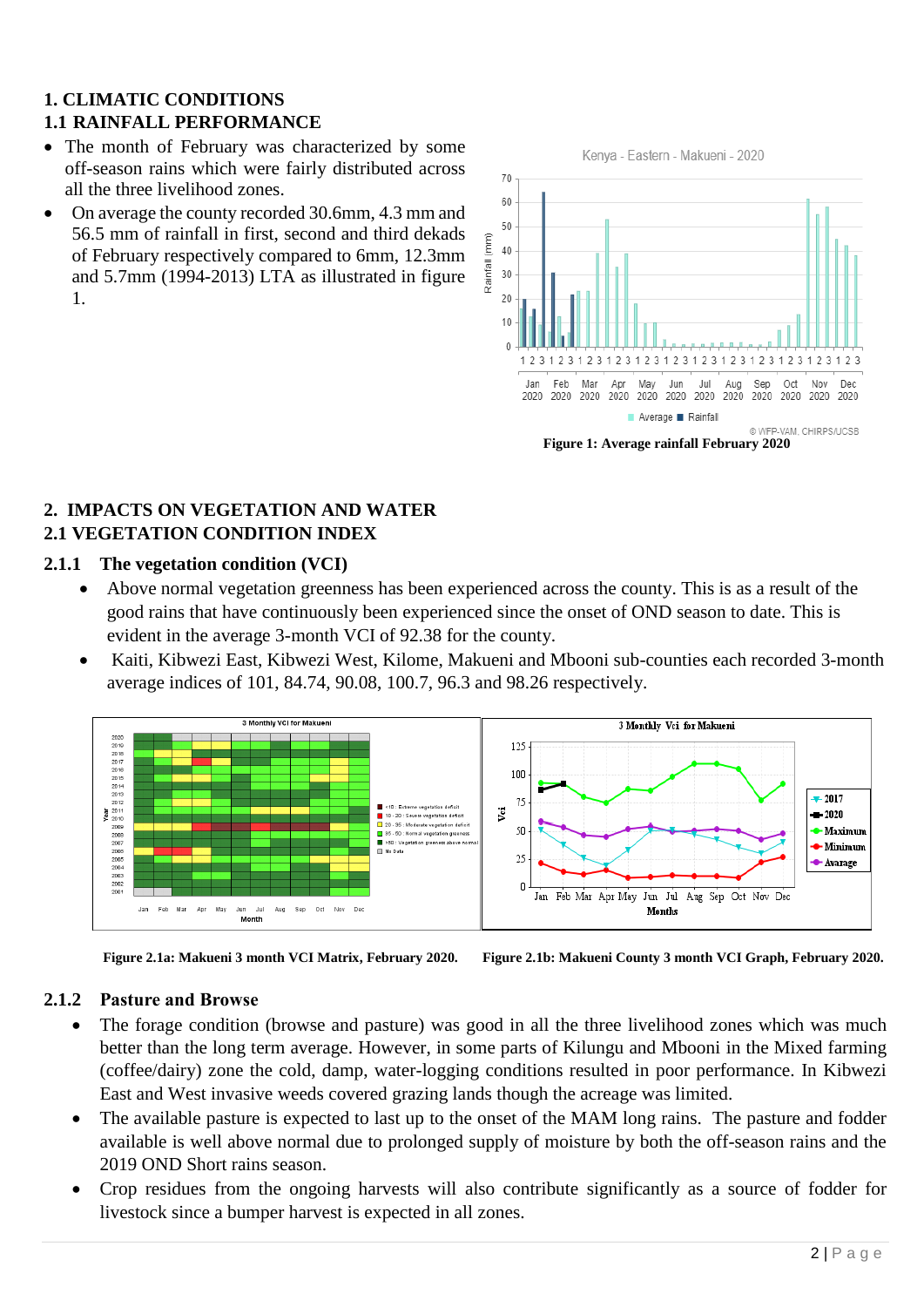# 1. CLIMATIC CONDITIONS

## 1.1 RAINFALL PERFORMANCE

- The month of February was characterized by some off-season rains which were fairly distributed across all the three livelihood zones.
- On average the county recorded 30.6mm, 4.3 mm and 56.5 mm of rainfall in first, second and third dekads of February respectively compared to 6mm, 12.3mm and 5.7mm (1994-2013) LTA as illustrated in figure 1.

**Figure 1: Average rainfall February 2020**

# 2. IMPACTS ON VEGETATION AND WATER

## 2.1 VEGETATION CONDITION INDEX

### 2.1.1 The vegetation condition (VCI)

- Above normal vegetation greenness has been experienced across the county. This is as a result of the good rains that have continuously been experienced since the onset of OND season to date. This is evident in the average 3-month VCI of 92.38 for the county.
- Kaiti, Kibwezi East, Kibwezi West, Kilome, Makueni and Mbooni sub-counties each recorded 3-month average indices of 101, 84.74, 90.08, 100.7, 96.3 and 98.26 respectively.

**Figure 2.1a: Makueni 3 month VCI Matrix, February 2020.**

**Figure 2.1b: Makueni County 3 month VCI Graph, February 2020.**

### 2.1.2 Pasture and Browse

- The forage condition (browse and pasture) was good in all the three livelihood zones which was much better than the long term average. However, in some parts of Kilungu and Mbooni in the Mixed farming (coffee/dairy) zone the cold, damp, water-logging conditions resulted in poor performance. In Kibwezi East and West invasive weeds covered grazing lands though the acreage was limited.
- The available pasture is expected to last up to the onset of the MAM long rains. The pasture and fodder available is well above normal due to prolonged supply of moisture by both the off-season rains and the 2019 OND Short rains season.
- Crop residues from the ongoing harvests will also contribute significantly as a source of fodder for livestock since a bumper harvest is expected in all zones.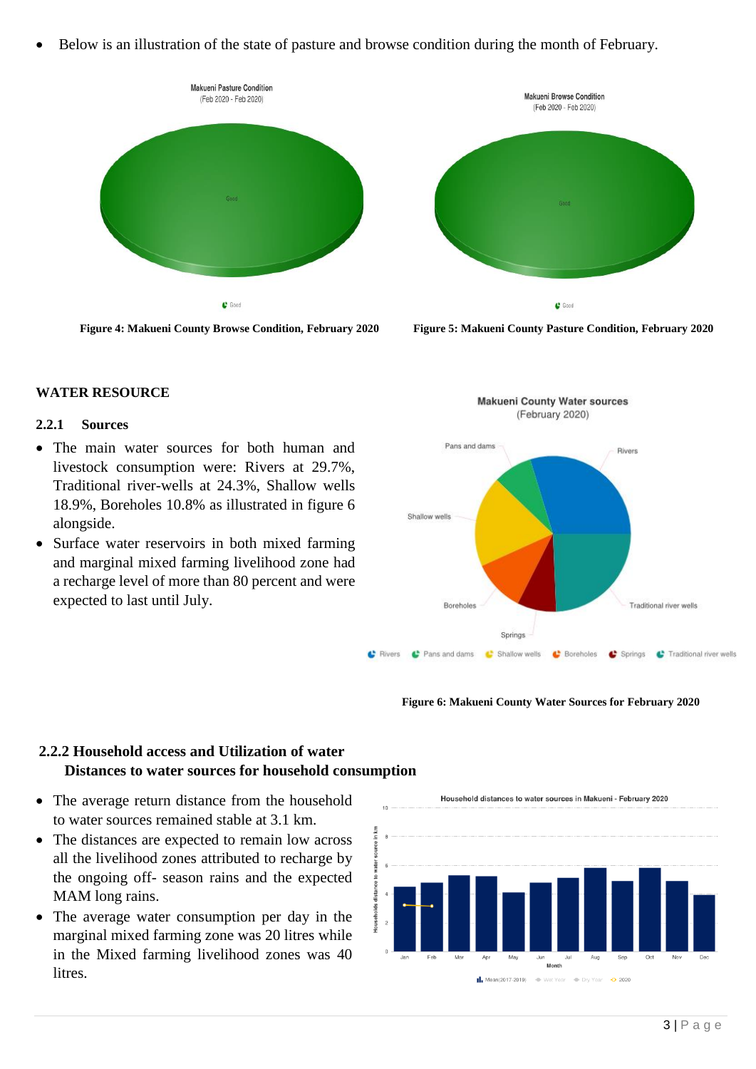- Below is an illustration of the state of pasture and browse condition during the month of February.

Figure 4: Makueni County Browse Condition, February 2020

Figure 5: Makueni County Pasture Condition, February 2020

## WATER RESOURCE

### 2.2.1 Sources

- The main water sources for both human and livestock consumption were: Rivers at 29.7%, Traditional river-wells at 24.3%, Shallow wells 18.9%, Boreholes 10.8% as illustrated in figure 6 alongside.
- Surface water reservoirs in both mixed farming and marginal mixed farming livelihood zone had a recharge level of more than 80 percent and were expected to last until July.

Figure 6: Makueni County Water Sources for February 2020

### 2.2.2 Household access and Utilization of water

#### Distances to water sources for household consumption

- The average return distance from the household to water sources remained stable at 3.1 km.
- The distances are expected to remain low across all the livelihood zones attributed to recharge by the ongoing off- season rains and the expected MAM long rains.
- The average water consumption per day in the marginal mixed farming zone was 20 litres while in the Mixed farming livelihood zones was 40 litres.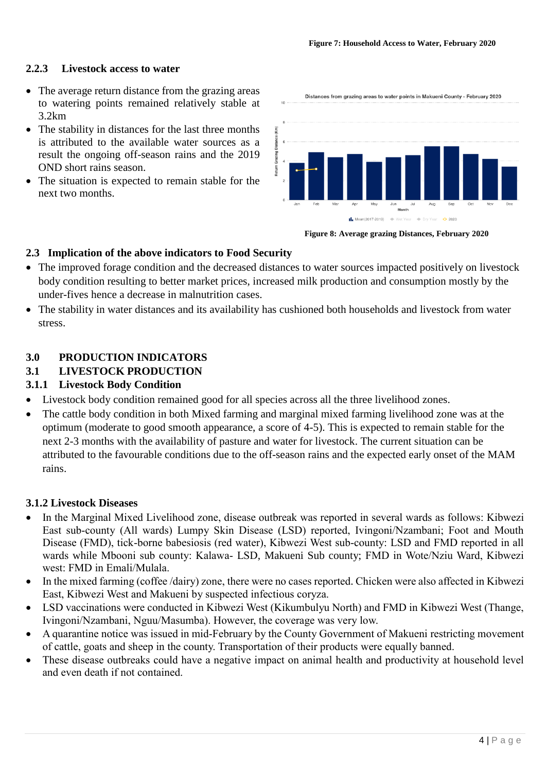Figure 7: Household Access to Water, February 2020

### 2.2.3 Livestock access to water

- The average return distance from the grazing areas to watering points remained relatively stable at 3.2km
- The stability in distances for the last three months is attributed to the available water sources as a result the ongoing off-season rains and the 2019 OND short rains season.
- The situation is expected to remain stable for the next two months.

Figure 8: Average grazing Distances, February 2020

## 2.3 Implication of the above indicators to Food Security

- The improved forage condition and the decreased distances to water sources impacted positively on livestock body condition resulting to better market prices, increased milk production and consumption mostly by the under-fives hence a decrease in malnutrition cases.
- The stability in water distances and its availability has cushioned both households and livestock from water stress.

# 3.0 PRODUCTION INDICATORS

## 3.1 LIVESTOCK PRODUCTION

### 3.1.1 Livestock Body Condition

- Livestock body condition remained good for all species across all the three livelihood zones.
- The cattle body condition in both Mixed farming and marginal mixed farming livelihood zone was at the optimum (moderate to good smooth appearance, a score of 4-5). This is expected to remain stable for the next 2-3 months with the availability of pasture and water for livestock. The current situation can be attributed to the favourable conditions due to the off-season rains and the expected early onset of the MAM rains.

### 3.1.2 Livestock Diseases

- In the Marginal Mixed Livelihood zone, disease outbreak was reported in several wards as follows: Kibwezi East sub-county (All wards) Lumpy Skin Disease (LSD) reported, Ivingoni/Nzambani; Foot and Mouth Disease (FMD), tick-borne babesiosis (red water), Kibwezi West sub-county: LSD and FMD reported in all wards while Mbooni sub county: Kalawa- LSD, Makueni Sub county; FMD in Wote/Nziu Ward, Kibwezi west: FMD in Emali/Mulala.
- In the mixed farming (coffee /dairy) zone, there were no cases reported. Chicken were also affected in Kibwezi East, Kibwezi West and Makueni by suspected infectious coryza.
- LSD vaccinations were conducted in Kibwezi West (Kikumbulyu North) and FMD in Kibwezi West (Thange, Ivingoni/Nzambani, Nguu/Masumba). However, the coverage was very low.
- A quarantine notice was issued in mid-February by the County Government of Makueni restricting movement of cattle, goats and sheep in the county. Transportation of their products were equally banned.
- These disease outbreaks could have a negative impact on animal health and productivity at household level and even death if not contained.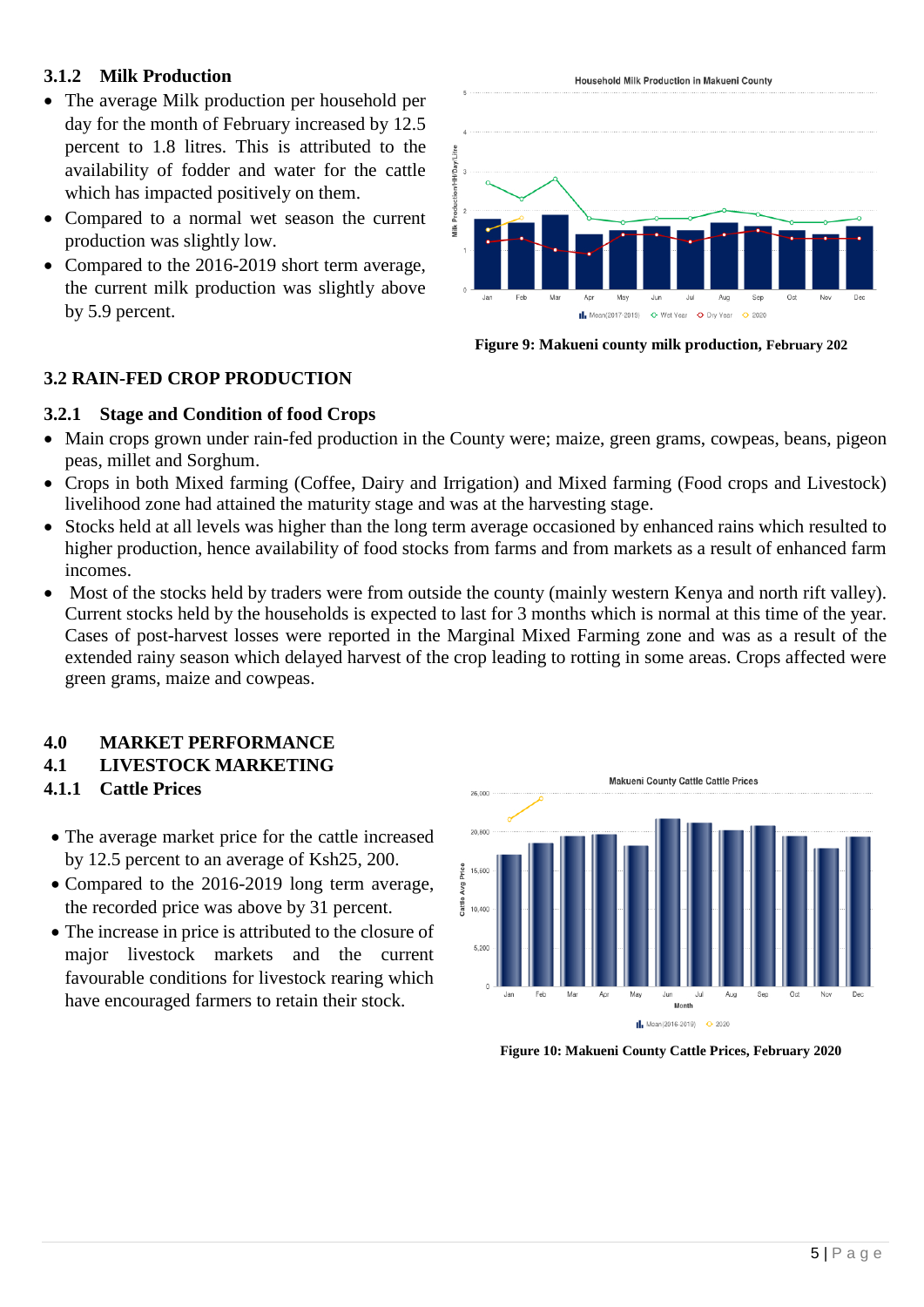### 3.1.2 Milk Production

- The average Milk production per household per day for the month of February increased by 12.5 percent to 1.8 litres. This is attributed to the availability of fodder and water for the cattle which has impacted positively on them.
- Compared to a normal wet season the current production was slightly low.
- Compared to the 2016-2019 short term average, the current milk production was slightly above by 5.9 percent.

**Figure 9: Makueni county milk production, February 202**

## 3.2 RAIN-FED CROP PRODUCTION

### 3.2.1 Stage and Condition of food Crops

- Main crops grown under rain-fed production in the County were; maize, green grams, cowpeas, beans, pigeon peas, millet and Sorghum.
- Crops in both Mixed farming (Coffee, Dairy and Irrigation) and Mixed farming (Food crops and Livestock) livelihood zone had attained the maturity stage and was at the harvesting stage.
- Stocks held at all levels was higher than the long term average occasioned by enhanced rains which resulted to higher production, hence availability of food stocks from farms and from markets as a result of enhanced farm incomes.
- Most of the stocks held by traders were from outside the county (mainly western Kenya and north rift valley). Current stocks held by the households is expected to last for 3 months which is normal at this time of the year. Cases of post-harvest losses were reported in the Marginal Mixed Farming zone and was as a result of the extended rainy season which delayed harvest of the crop leading to rotting in some areas. Crops affected were green grams, maize and cowpeas.

# 4.0 MARKET PERFORMANCE

## 4.1 LIVESTOCK MARKETING

### 4.1.1 Cattle Prices

- The average market price for the cattle increased by 12.5 percent to an average of Ksh25, 200.
- Compared to the 2016-2019 long term average, the recorded price was above by 31 percent.
- The increase in price is attributed to the closure of major livestock markets and the current favourable conditions for livestock rearing which have encouraged farmers to retain their stock.

**Figure 10: Makueni County Cattle Prices, February 2020**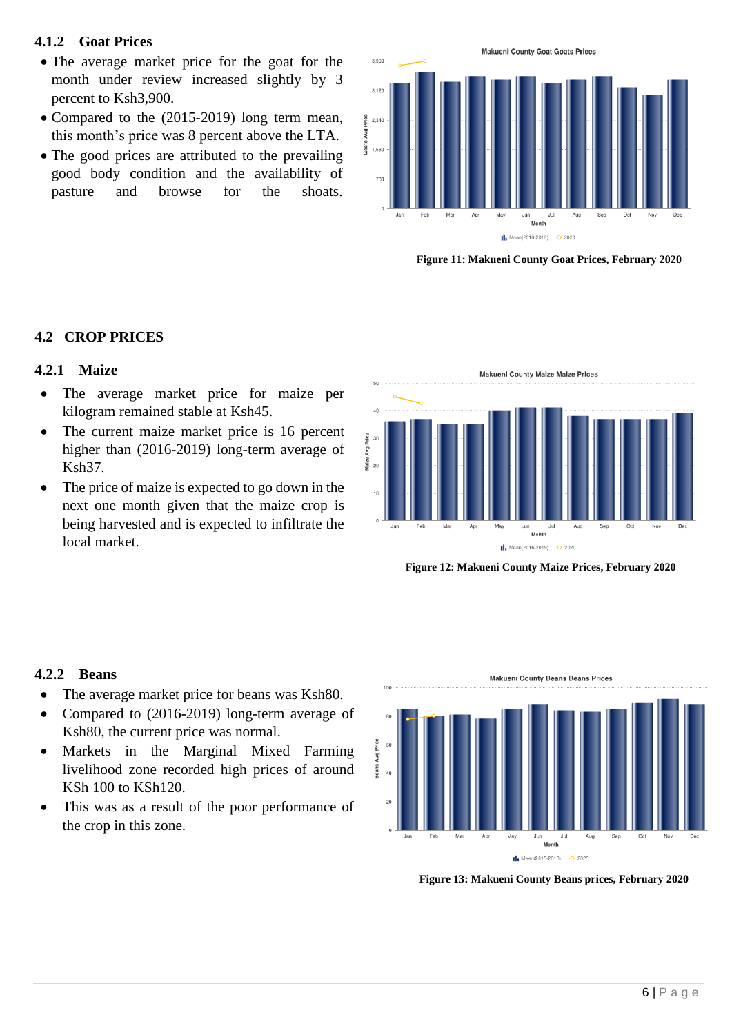### 4.1.2 Goat Prices

- The average market price for the goat for the month under review increased slightly by 3 percent to Ksh3,900.
- Compared to the (2015-2019) long term mean, this month's price was 8 percent above the LTA.
- The good prices are attributed to the prevailing good body condition and the availability of pasture and browse for the shoats.

Figure 11: Makueni County Goat Prices, February 2020

## 4.2 CROP PRICES

### 4.2.1 Maize

- The average market price for maize per kilogram remained stable at Ksh45.
- The current maize market price is 16 percent higher than (2016-2019) long-term average of Ksh37.
- The price of maize is expected to go down in the next one month given that the maize crop is being harvested and is expected to infiltrate the local market.

Figure 12: Makueni County Maize Prices, February 2020

### 4.2.2 Beans

- The average market price for beans was Ksh80.
- Compared to (2016-2019) long-term average of Ksh80, the current price was normal.
- Markets in the Marginal Mixed Farming livelihood zone recorded high prices of around KSh 100 to KSh120.
- This was as a result of the poor performance of the crop in this zone.

Figure 13: Makueni County Beans prices, February 2020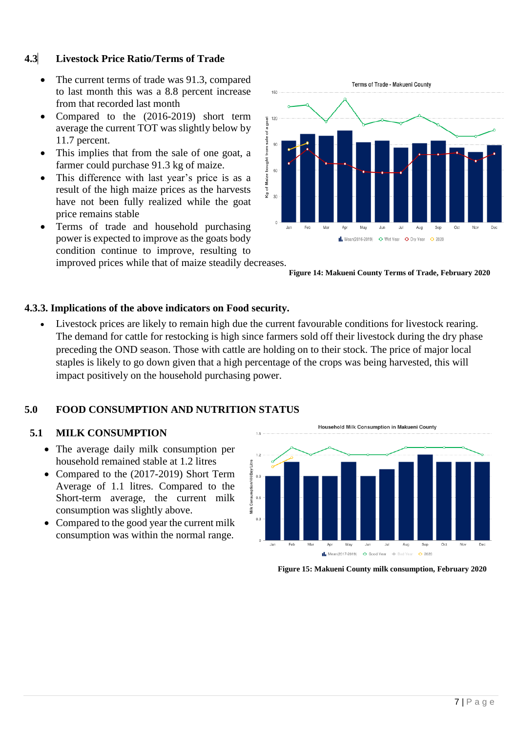### 4.3 Livestock Price Ratio/Terms of Trade

- The current terms of trade was 91.3, compared to last month this was a 8.8 percent increase from that recorded last month
- Compared to the (2016-2019) short term average the current TOT was slightly below by 11.7 percent.
- This implies that from the sale of one goat, a farmer could purchase 91.3 kg of maize.
- This difference with last year's price is as a result of the high maize prices as the harvests have not been fully realized while the goat price remains stable
- Terms of trade and household purchasing power is expected to improve as the goats body condition continue to improve, resulting to improved prices while that of maize steadily decreases.

**Figure 14: Makueni County Terms of Trade, February 2020**

### 4.3.3. Implications of the above indicators on Food security.

- Livestock prices are likely to remain high due the current favourable conditions for livestock rearing. The demand for cattle for restocking is high since farmers sold off their livestock during the dry phase preceding the OND season. Those with cattle are holding on to their stock. The price of major local staples is likely to go down given that a high percentage of the crops was being harvested, this will impact positively on the household purchasing power.

## 5.0 FOOD CONSUMPTION AND NUTRITION STATUS

### 5.1 MILK CONSUMPTION

- The average daily milk consumption per household remained stable at 1.2 litres
- Compared to the (2017-2019) Short Term Average of 1.1 litres. Compared to the Short-term average, the current milk consumption was slightly above.
- Compared to the good year the current milk consumption was within the normal range.

**Figure 15: Makueni County milk consumption, February 2020**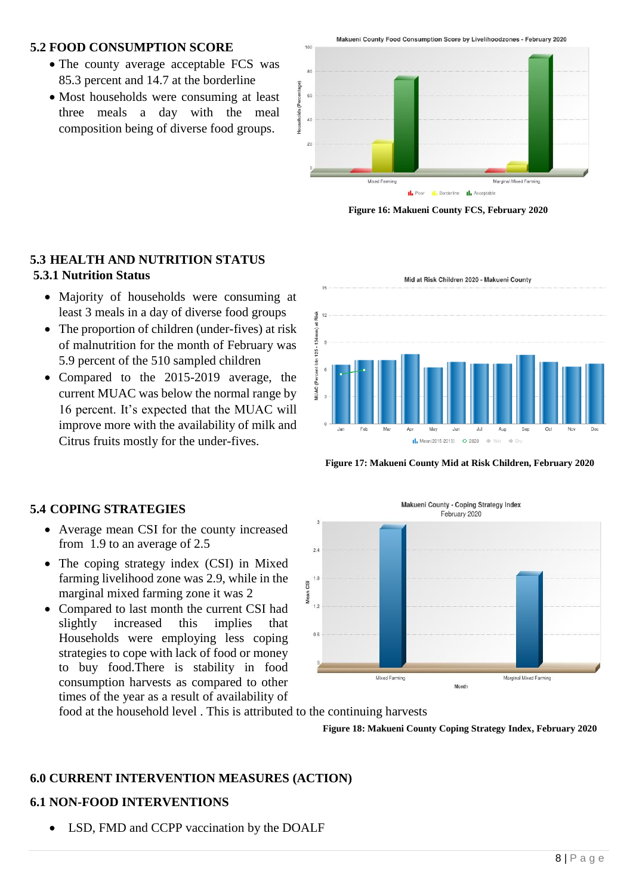## 5.2 FOOD CONSUMPTION SCORE

- The county average acceptable FCS was 85.3 percent and 14.7 at the borderline
- Most households were consuming at least three meals a day with the meal composition being of diverse food groups.

Figure 16: Makueni County FCS, February 2020

## 5.3 HEALTH AND NUTRITION STATUS

### 5.3.1 Nutrition Status

- Majority of households were consuming at least 3 meals in a day of diverse food groups
- The proportion of children (under-fives) at risk of malnutrition for the month of February was 5.9 percent of the 510 sampled children
- Compared to the 2015-2019 average, the current MUAC was below the normal range by 16 percent. It's expected that the MUAC will improve more with the availability of milk and Citrus fruits mostly for the under-fives.

Figure 17: Makueni County Mid at Risk Children, February 2020

## 5.4 COPING STRATEGIES

- Average mean CSI for the county increased from 1.9 to an average of 2.5
- The coping strategy index (CSI) in Mixed farming livelihood zone was 2.9, while in the marginal mixed farming zone it was 2
- Compared to last month the current CSI had slightly increased this implies that Households were employing less coping strategies to cope with lack of food or money to buy food.There is stability in food consumption harvests as compared to other times of the year as a result of availability of food at the household level . This is attributed to the continuing harvests

Figure 18: Makueni County Coping Strategy Index, February 2020

## 6.0 CURRENT INTERVENTION MEASURES (ACTION)

## 6.1 NON-FOOD INTERVENTIONS

- LSD, FMD and CCPP vaccination by the DOALF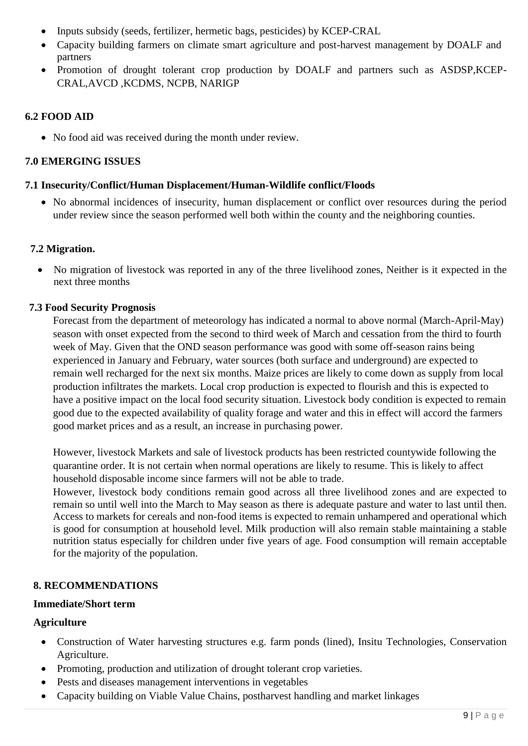- Inputs subsidy (seeds, fertilizer, hermetic bags, pesticides) by KCEP-CRAL
- Capacity building farmers on climate smart agriculture and post-harvest management by DOALF and partners
- Promotion of drought tolerant crop production by DOALF and partners such as ASDSP,KCEP-CRAL,AVCD ,KCDMS, NCPB, NARIGP

### 6.2 FOOD AID

- No food aid was received during the month under review.

## 7.0 EMERGING ISSUES

### 7.1 Insecurity/Conflict/Human Displacement/Human-Wildlife conflict/Floods

- No abnormal incidences of insecurity, human displacement or conflict over resources during the period under review since the season performed well both within the county and the neighboring counties.

### 7.2 Migration.

- No migration of livestock was reported in any of the three livelihood zones, Neither is it expected in the next three months

### 7.3 Food Security Prognosis

Forecast from the department of meteorology has indicated a normal to above normal (March-April-May) season with onset expected from the second to third week of March and cessation from the third to fourth week of May. Given that the OND season performance was good with some off-season rains being experienced in January and February, water sources (both surface and underground) are expected to remain well recharged for the next six months. Maize prices are likely to come down as supply from local production infiltrates the markets. Local crop production is expected to flourish and this is expected to have a positive impact on the local food security situation. Livestock body condition is expected to remain good due to the expected availability of quality forage and water and this in effect will accord the farmers good market prices and as a result, an increase in purchasing power.

However, livestock Markets and sale of livestock products has been restricted countywide following the quarantine order. It is not certain when normal operations are likely to resume. This is likely to affect household disposable income since farmers will not be able to trade.

However, livestock body conditions remain good across all three livelihood zones and are expected to remain so until well into the March to May season as there is adequate pasture and water to last until then. Access to markets for cereals and non-food items is expected to remain unhampered and operational which is good for consumption at household level. Milk production will also remain stable maintaining a stable nutrition status especially for children under five years of age. Food consumption will remain acceptable for the majority of the population.

## 8. RECOMMENDATIONS

**Immediate/Short term**

**Agriculture**

- Construction of Water harvesting structures e.g. farm ponds (lined), Insitu Technologies, Conservation Agriculture.
- Promoting, production and utilization of drought tolerant crop varieties.
- Pests and diseases management interventions in vegetables
- Capacity building on Viable Value Chains, postharvest handling and market linkages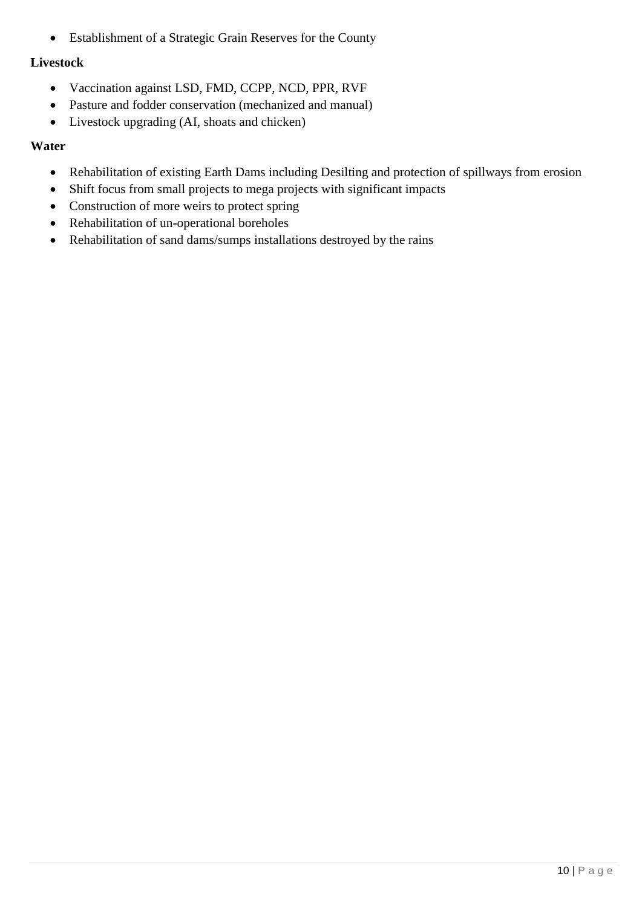- Establishment of a Strategic Grain Reserves for the County

**Livestock**

- Vaccination against LSD, FMD, CCPP, NCD, PPR, RVF
- Pasture and fodder conservation (mechanized and manual)
- Livestock upgrading (AI, shoats and chicken)

**Water**

- Rehabilitation of existing Earth Dams including Desilting and protection of spillways from erosion
- Shift focus from small projects to mega projects with significant impacts
- Construction of more weirs to protect spring
- Rehabilitation of un-operational boreholes
- Rehabilitation of sand dams/sumps installations destroyed by the rains